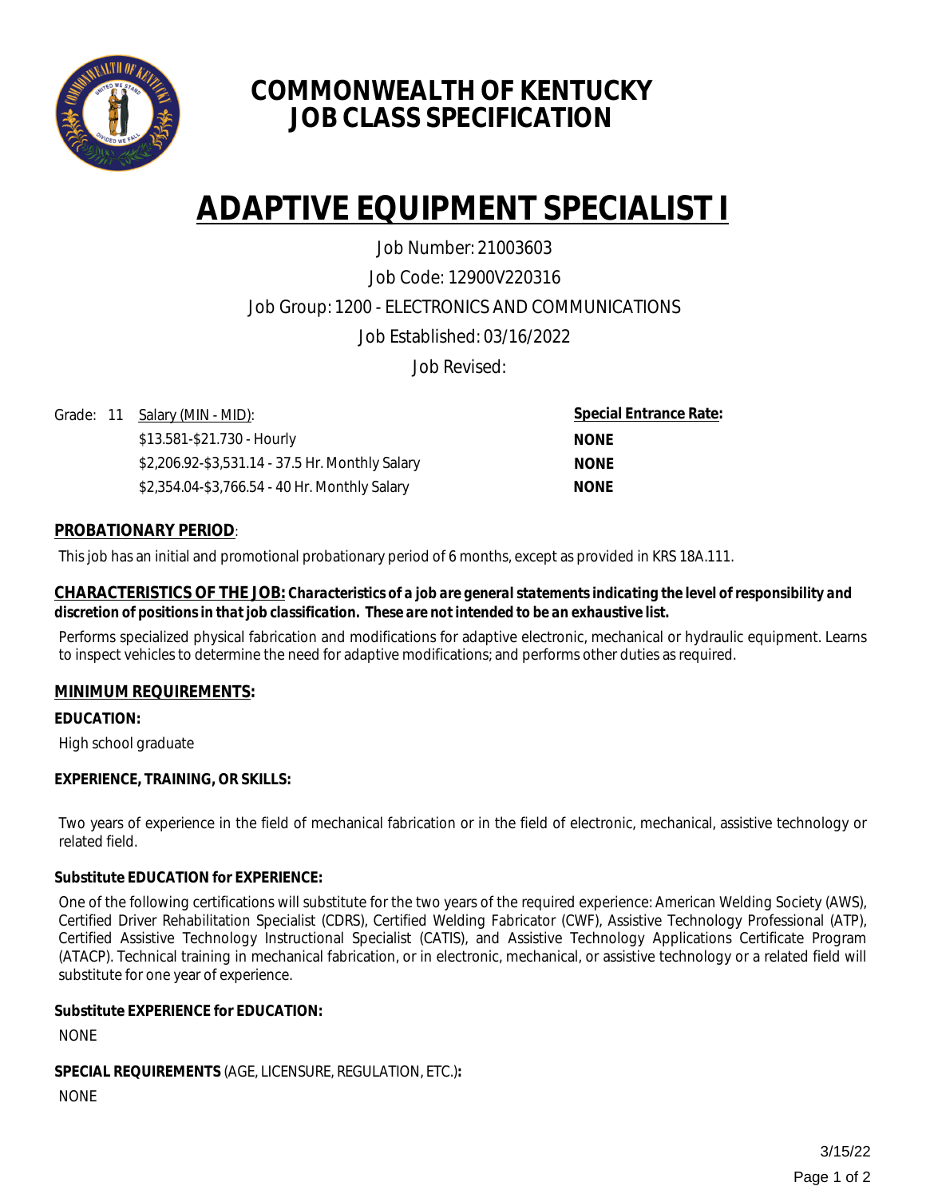# COMMONWEALTH OF KENTUCKY
# JOB CLASS SPECIFICATION

# ADAPTIVE EQUIPMENT SPECIALIST I

Job Number: 21003603

Job Code: 12900V220316

Job Group: 1200 - ELECTRONICS AND COMMUNICATIONS

Job Established: 03/16/2022

Job Revised:

| Grade: 11 | Salary (MIN - MID): | Special Entrance Rate: |
|---|---|---|
| | $13.581-$21.730 - Hourly | NONE |
| | $2,206.92-$3,531.14 - 37.5 Hr. Monthly Salary | NONE |
| | $2,354.04-$3,766.54 - 40 Hr. Monthly Salary | NONE |

## PROBATIONARY PERIOD:

This job has an initial and promotional probationary period of 6 months, except as provided in KRS 18A.111.

## CHARACTERISTICS OF THE JOB:

***Characteristics of a job are general statements indicating the level of responsibility and discretion of positions in that job classification. These are not intended to be an exhaustive list.***

Performs specialized physical fabrication and modifications for adaptive electronic, mechanical or hydraulic equipment. Learns to inspect vehicles to determine the need for adaptive modifications; and performs other duties as required.

## MINIMUM REQUIREMENTS:

**EDUCATION:**

High school graduate

**EXPERIENCE, TRAINING, OR SKILLS:**

Two years of experience in the field of mechanical fabrication or in the field of electronic, mechanical, assistive technology or related field.

**Substitute EDUCATION for EXPERIENCE:**

One of the following certifications will substitute for the two years of the required experience: American Welding Society (AWS), Certified Driver Rehabilitation Specialist (CDRS), Certified Welding Fabricator (CWF), Assistive Technology Professional (ATP), Certified Assistive Technology Instructional Specialist (CATIS), and Assistive Technology Applications Certificate Program (ATACP). Technical training in mechanical fabrication, or in electronic, mechanical, or assistive technology or a related field will substitute for one year of experience.

**Substitute EXPERIENCE for EDUCATION:**

NONE

**SPECIAL REQUIREMENTS** (AGE, LICENSURE, REGULATION, ETC.)**:**

NONE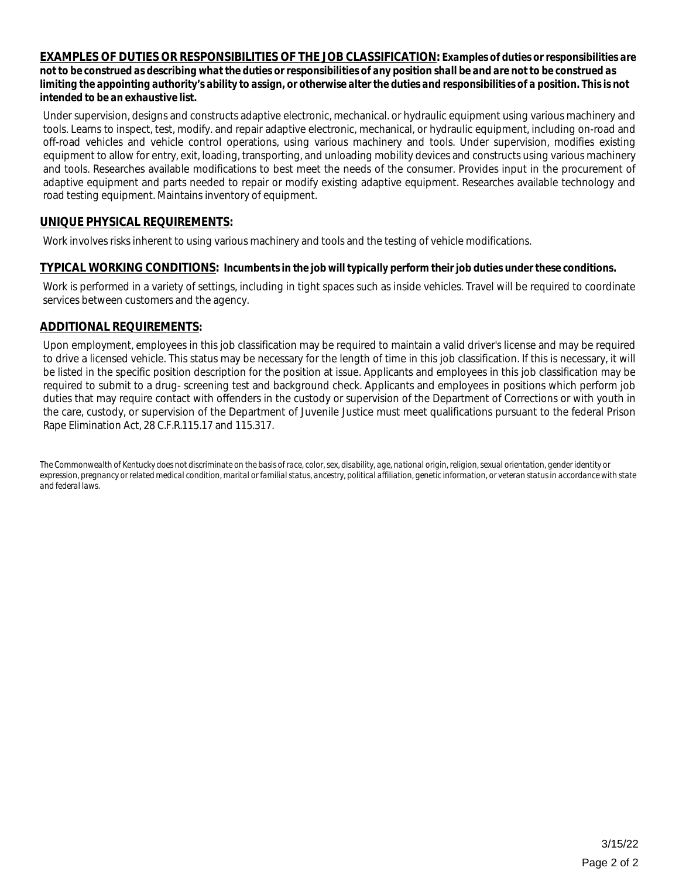**EXAMPLES OF DUTIES OR RESPONSIBILITIES OF THE JOB CLASSIFICATION:** ***Examples of duties or responsibilities are not to be construed as describing what the duties or responsibilities of any position shall be and are not to be construed as limiting the appointing authority's ability to assign, or otherwise alter the duties and responsibilities of a position. This is not intended to be an exhaustive list.***

Under supervision, designs and constructs adaptive electronic, mechanical. or hydraulic equipment using various machinery and tools. Learns to inspect, test, modify. and repair adaptive electronic, mechanical, or hydraulic equipment, including on-road and off-road vehicles and vehicle control operations, using various machinery and tools. Under supervision, modifies existing equipment to allow for entry, exit, loading, transporting, and unloading mobility devices and constructs using various machinery and tools. Researches available modifications to best meet the needs of the consumer. Provides input in the procurement of adaptive equipment and parts needed to repair or modify existing adaptive equipment. Researches available technology and road testing equipment. Maintains inventory of equipment.

**UNIQUE PHYSICAL REQUIREMENTS:**

Work involves risks inherent to using various machinery and tools and the testing of vehicle modifications.

**TYPICAL WORKING CONDITIONS:** **Incumbents in the job will typically perform their job duties under these conditions.**

Work is performed in a variety of settings, including in tight spaces such as inside vehicles. Travel will be required to coordinate services between customers and the agency.

**ADDITIONAL REQUIREMENTS:**

Upon employment, employees in this job classification may be required to maintain a valid driver's license and may be required to drive a licensed vehicle. This status may be necessary for the length of time in this job classification. If this is necessary, it will be listed in the specific position description for the position at issue. Applicants and employees in this job classification may be required to submit to a drug- screening test and background check. Applicants and employees in positions which perform job duties that may require contact with offenders in the custody or supervision of the Department of Corrections or with youth in the care, custody, or supervision of the Department of Juvenile Justice must meet qualifications pursuant to the federal Prison Rape Elimination Act, 28 C.F.R.115.17 and 115.317.

*The Commonwealth of Kentucky does not discriminate on the basis of race, color, sex, disability, age, national origin, religion, sexual orientation, gender identity or expression, pregnancy or related medical condition, marital or familial status, ancestry, political affiliation, genetic information, or veteran status in accordance with state and federal laws.*

3/15/22